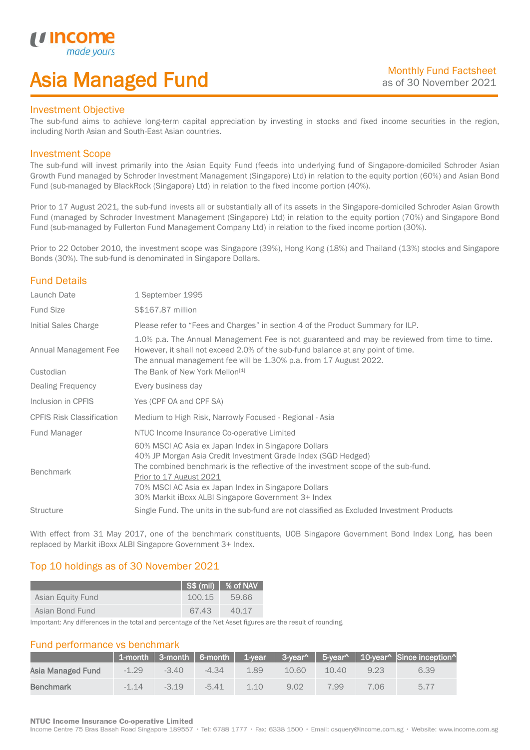# Asia Managed Fund

Monthly Fund Factsheet
as of 30 November 2021

## Investment Objective

The sub-fund aims to achieve long-term capital appreciation by investing in stocks and fixed income securities in the region, including North Asian and South-East Asian countries.

## Investment Scope

The sub-fund will invest primarily into the Asian Equity Fund (feeds into underlying fund of Singapore-domiciled Schroder Asian Growth Fund managed by Schroder Investment Management (Singapore) Ltd) in relation to the equity portion (60%) and Asian Bond Fund (sub-managed by BlackRock (Singapore) Ltd) in relation to the fixed income portion (40%).

Prior to 17 August 2021, the sub-fund invests all or substantially all of its assets in the Singapore-domiciled Schroder Asian Growth Fund (managed by Schroder Investment Management (Singapore) Ltd) in relation to the equity portion (70%) and Singapore Bond Fund (sub-managed by Fullerton Fund Management Company Ltd) in relation to the fixed income portion (30%).

Prior to 22 October 2010, the investment scope was Singapore (39%), Hong Kong (18%) and Thailand (13%) stocks and Singapore Bonds (30%). The sub-fund is denominated in Singapore Dollars.

## Fund Details

| | |
|---|---|
| Launch Date | 1 September 1995 |
| Fund Size | S$167.87 million |
| Initial Sales Charge | Please refer to "Fees and Charges" in section 4 of the Product Summary for ILP. |
| Annual Management Fee | 1.0% p.a. The Annual Management Fee is not guaranteed and may be reviewed from time to time. However, it shall not exceed 2.0% of the sub-fund balance at any point of time. The annual management fee will be 1.30% p.a. from 17 August 2022. |
| Custodian | The Bank of New York Mellon[1] |
| Dealing Frequency | Every business day |
| Inclusion in CPFIS | Yes (CPF OA and CPF SA) |
| CPFIS Risk Classification | Medium to High Risk, Narrowly Focused - Regional - Asia |
| Fund Manager | NTUC Income Insurance Co-operative Limited |
| Benchmark | 60% MSCI AC Asia ex Japan Index in Singapore Dollars<br>40% JP Morgan Asia Credit Investment Grade Index (SGD Hedged)<br>The combined benchmark is the reflective of the investment scope of the sub-fund.<br>Prior to 17 August 2021<br>70% MSCI AC Asia ex Japan Index in Singapore Dollars<br>30% Markit iBoxx ALBI Singapore Government 3+ Index |
| Structure | Single Fund. The units in the sub-fund are not classified as Excluded Investment Products |

With effect from 31 May 2017, one of the benchmark constituents, UOB Singapore Government Bond Index Long, has been replaced by Markit iBoxx ALBI Singapore Government 3+ Index.

## Top 10 holdings as of 30 November 2021

| | S$ (mil) | % of NAV |
|---|---|---|
| Asian Equity Fund | 100.15 | 59.66 |
| Asian Bond Fund | 67.43 | 40.17 |

Important: Any differences in the total and percentage of the Net Asset figures are the result of rounding.

## Fund performance vs benchmark

| | 1-month | 3-month | 6-month | 1-year | 3-year^ | 5-year^ | 10-year^ | Since inception^ |
|---|---|---|---|---|---|---|---|---|
| **Asia Managed Fund** | -1.29 | -3.40 | -4.34 | 1.89 | 10.60 | 10.40 | 9.23 | 6.39 |
| **Benchmark** | -1.14 | -3.19 | -5.41 | 1.10 | 9.02 | 7.99 | 7.06 | 5.77 |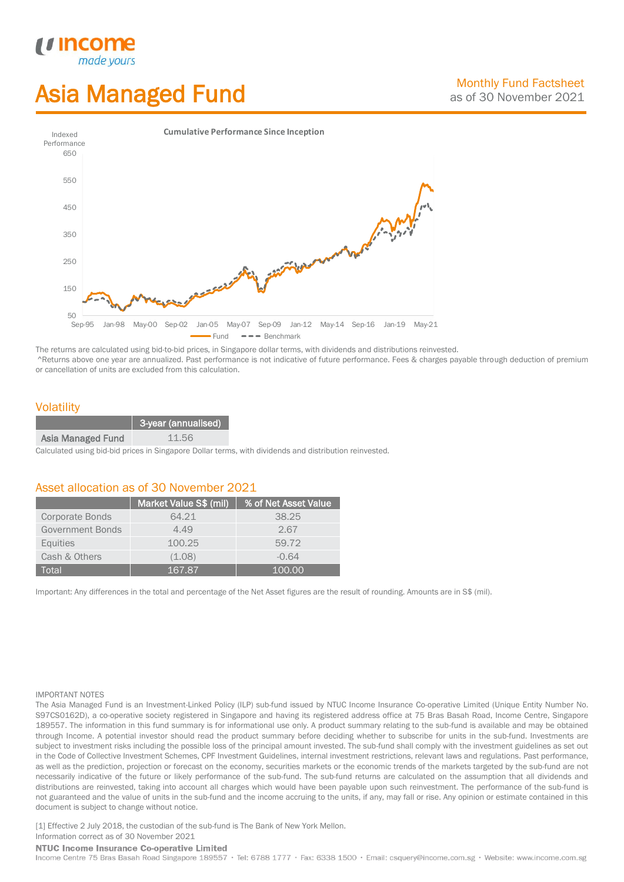# Asia Managed Fund

Monthly Fund Factsheet
as of 30 November 2021

Cumulative Performance Since Inception

Indexed Performance

650
550
450
350
250
150
50

Sep-95 Jan-98 May-00 Sep-02 Jan-05 May-07 Sep-09 Jan-12 May-14 Sep-16 Jan-19 May-21

Fund — Benchmark

The returns are calculated using bid-to-bid prices, in Singapore dollar terms, with dividends and distributions reinvested.
^Returns above one year are annualized. Past performance is not indicative of future performance. Fees & charges payable through deduction of premium or cancellation of units are excluded from this calculation.

## Volatility

| | 3-year (annualised) |
|---|---|
| Asia Managed Fund | 11.56 |

Calculated using bid-bid prices in Singapore Dollar terms, with dividends and distribution reinvested.

## Asset allocation as of 30 November 2021

| | Market Value S$ (mil) | % of Net Asset Value |
|---|---|---|
| Corporate Bonds | 64.21 | 38.25 |
| Government Bonds | 4.49 | 2.67 |
| Equities | 100.25 | 59.72 |
| Cash & Others | (1.08) | -0.64 |
| Total | 167.87 | 100.00 |

Important: Any differences in the total and percentage of the Net Asset figures are the result of rounding. Amounts are in S$ (mil).

IMPORTANT NOTES

The Asia Managed Fund is an Investment-Linked Policy (ILP) sub-fund issued by NTUC Income Insurance Co-operative Limited (Unique Entity Number No. S97CS0162D), a co-operative society registered in Singapore and having its registered address office at 75 Bras Basah Road, Income Centre, Singapore 189557. The information in this fund summary is for informational use only. A product summary relating to the sub-fund is available and may be obtained through Income. A potential investor should read the product summary before deciding whether to subscribe for units in the sub-fund. Investments are subject to investment risks including the possible loss of the principal amount invested. The sub-fund shall comply with the investment guidelines as set out in the Code of Collective Investment Schemes, CPF Investment Guidelines, internal investment restrictions, relevant laws and regulations. Past performance, as well as the prediction, projection or forecast on the economy, securities markets or the economic trends of the markets targeted by the sub-fund are not necessarily indicative of the future or likely performance of the sub-fund. The sub-fund returns are calculated on the assumption that all dividends and distributions are reinvested, taking into account all charges which would have been payable upon such reinvestment. The performance of the sub-fund is not guaranteed and the value of units in the sub-fund and the income accruing to the units, if any, may fall or rise. Any opinion or estimate contained in this document is subject to change without notice.

[1] Effective 2 July 2018, the custodian of the sub-fund is The Bank of New York Mellon.
Information correct as of 30 November 2021

**NTUC Income Insurance Co-operative Limited**
Income Centre 75 Bras Basah Road Singapore 189557 · Tel: 6788 1777 · Fax: 6338 1500 · Email: csquery@income.com.sg · Website: www.income.com.sg